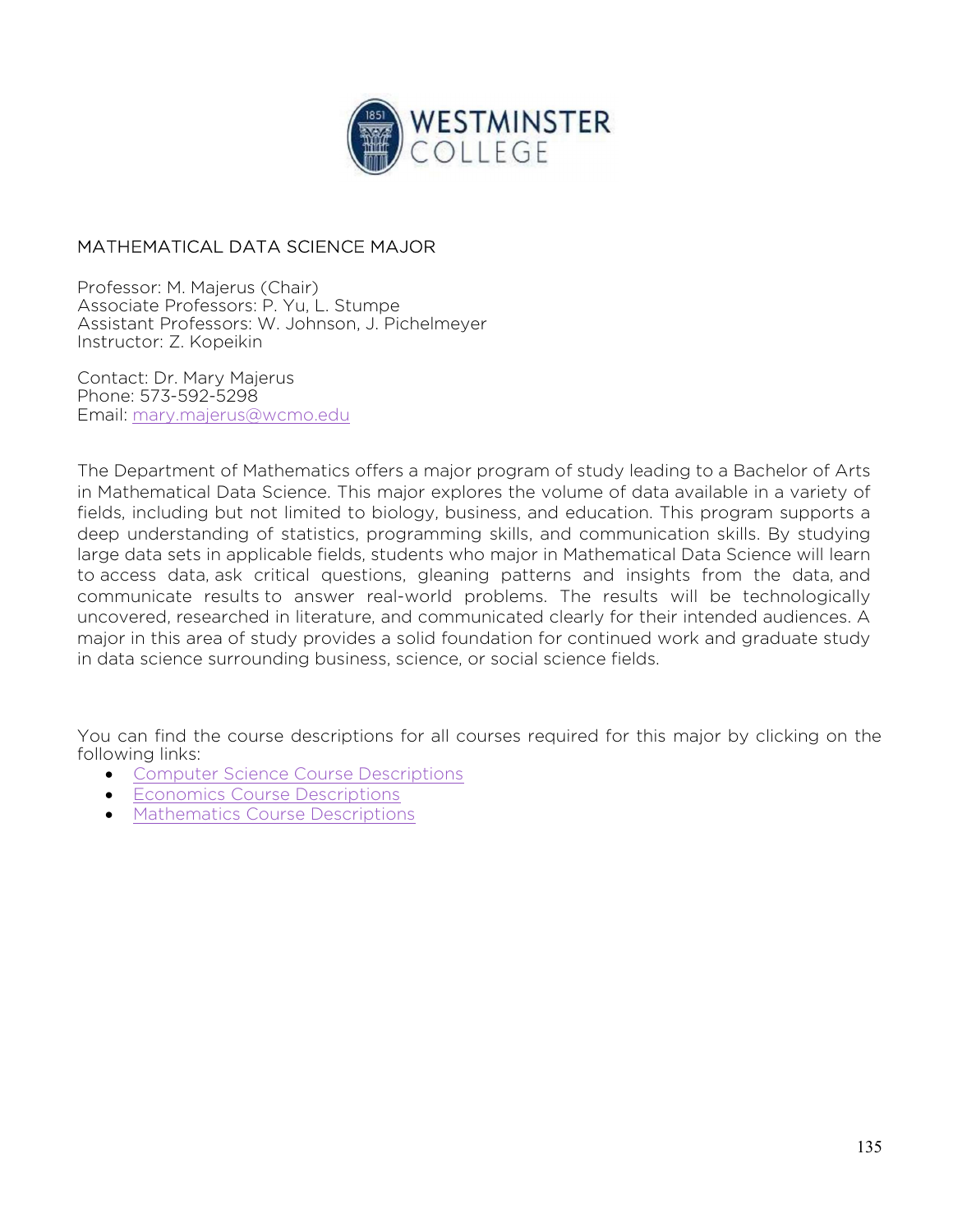# MATHEMATICAL DATA SCIENCE MAJOR

Professor: M. Majerus (Chair)
Associate Professors: P. Yu, L. Stumpe
Assistant Professors: W. Johnson, J. Pichelmeyer
Instructor: Z. Kopeikin

Contact: Dr. Mary Majerus
Phone: 573-592-5298
Email: mary.majerus@wcmo.edu

The Department of Mathematics offers a major program of study leading to a Bachelor of Arts in Mathematical Data Science. This major explores the volume of data available in a variety of fields, including but not limited to biology, business, and education. This program supports a deep understanding of statistics, programming skills, and communication skills. By studying large data sets in applicable fields, students who major in Mathematical Data Science will learn to access data, ask critical questions, gleaning patterns and insights from the data, and communicate results to answer real-world problems. The results will be technologically uncovered, researched in literature, and communicated clearly for their intended audiences. A major in this area of study provides a solid foundation for continued work and graduate study in data science surrounding business, science, or social science fields.

You can find the course descriptions for all courses required for this major by clicking on the following links:

- Computer Science Course Descriptions
- Economics Course Descriptions
- Mathematics Course Descriptions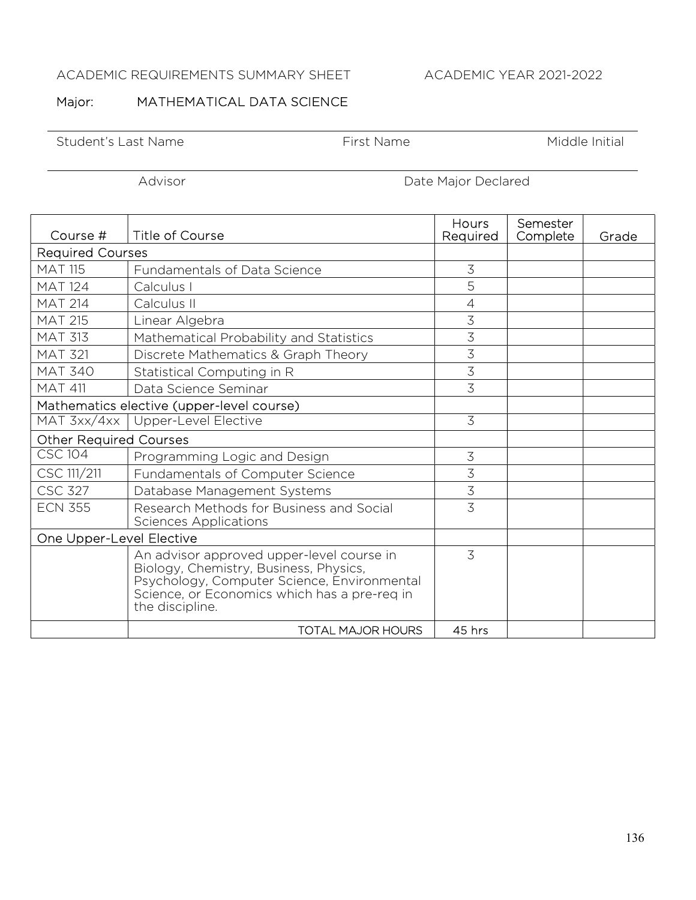ACADEMIC REQUIREMENTS SUMMARY SHEET ACADEMIC YEAR 2021-2022

Major: MATHEMATICAL DATA SCIENCE

Student's Last Name First Name Middle Initial

Advisor Date Major Declared

| Course # | Title of Course | Hours Required | Semester Complete | Grade |
|---|---|---|---|---|
| Required Courses | | | | |
| MAT 115 | Fundamentals of Data Science | 3 | | |
| MAT 124 | Calculus I | 5 | | |
| MAT 214 | Calculus II | 4 | | |
| MAT 215 | Linear Algebra | 3 | | |
| MAT 313 | Mathematical Probability and Statistics | 3 | | |
| MAT 321 | Discrete Mathematics & Graph Theory | 3 | | |
| MAT 340 | Statistical Computing in R | 3 | | |
| MAT 411 | Data Science Seminar | 3 | | |
| Mathematics elective (upper-level course) | | | | |
| MAT 3xx/4xx | Upper-Level Elective | 3 | | |
| Other Required Courses | | | | |
| CSC 104 | Programming Logic and Design | 3 | | |
| CSC 111/211 | Fundamentals of Computer Science | 3 | | |
| CSC 327 | Database Management Systems | 3 | | |
| ECN 355 | Research Methods for Business and Social Sciences Applications | 3 | | |
| One Upper-Level Elective | | | | |
| | An advisor approved upper-level course in Biology, Chemistry, Business, Physics, Psychology, Computer Science, Environmental Science, or Economics which has a pre-req in the discipline. | 3 | | |
| | TOTAL MAJOR HOURS | 45 hrs | | |